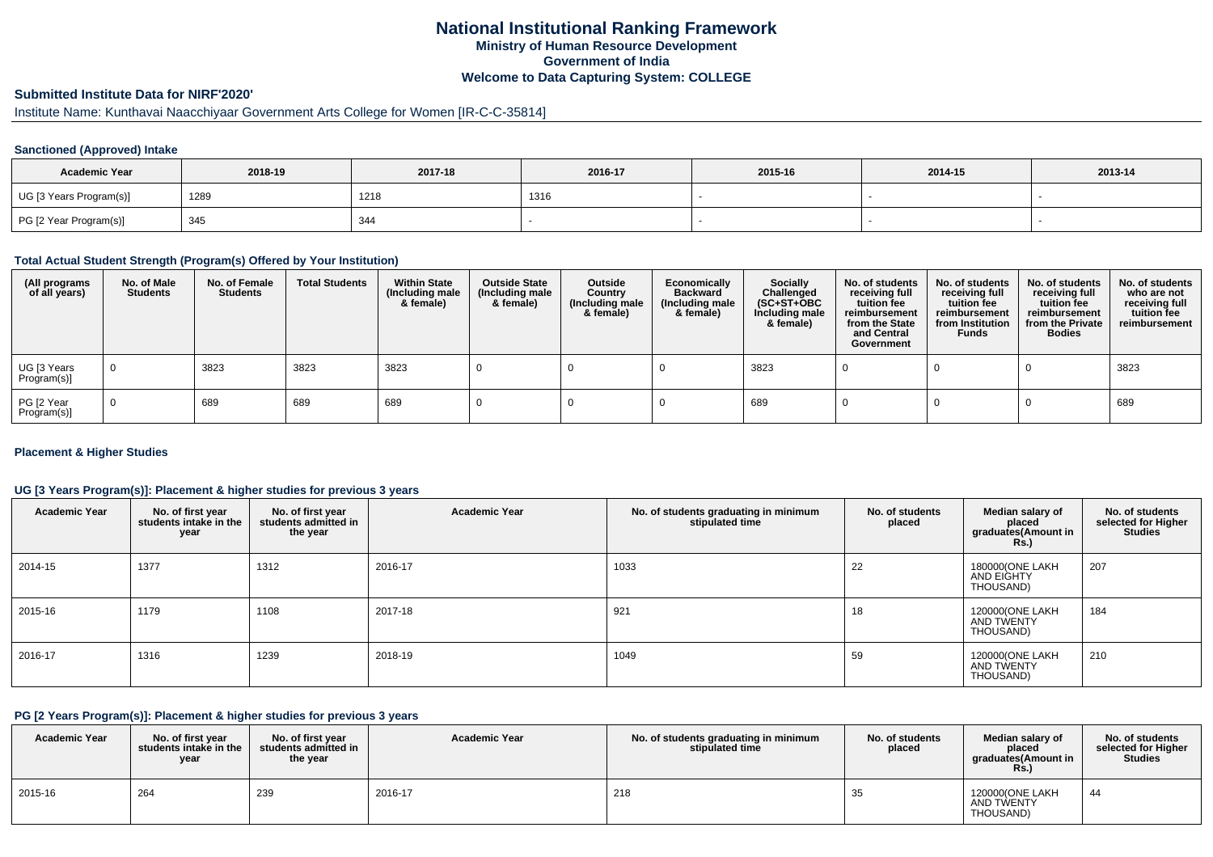# National Institutional Ranking Framework
## Ministry of Human Resource Development
## Government of India
## Welcome to Data Capturing System: COLLEGE

### Submitted Institute Data for NIRF'2020'

Institute Name: Kunthavai Naacchiyaar Government Arts College for Women [IR-C-C-35814]

#### Sanctioned (Approved) Intake

| Academic Year | 2018-19 | 2017-18 | 2016-17 | 2015-16 | 2014-15 | 2013-14 |
|---|---|---|---|---|---|---|
| UG [3 Years Program(s)] | 1289 | 1218 | 1316 | - | - | - |
| PG [2 Year Program(s)] | 345 | 344 | - | - | - | - |

#### Total Actual Student Strength (Program(s) Offered by Your Institution)

| (All programs of all years) | No. of Male Students | No. of Female Students | Total Students | Within State (Including male & female) | Outside State (Including male & female) | Outside Country (Including male & female) | Economically Backward (Including male & female) | Socially Challenged (SC+ST+OBC Including male & female) | No. of students receiving full tuition fee reimbursement from the State and Central Government | No. of students receiving full tuition fee reimbursement from Institution Funds | No. of students receiving full tuition fee reimbursement from the Private Bodies | No. of students who are not receiving full tuition fee reimbursement |
|---|---|---|---|---|---|---|---|---|---|---|---|---|
| UG [3 Years Program(s)] | 0 | 3823 | 3823 | 3823 | 0 | 0 | 0 | 3823 | 0 | 0 | 0 | 3823 |
| PG [2 Year Program(s)] | 0 | 689 | 689 | 689 | 0 | 0 | 0 | 689 | 0 | 0 | 0 | 689 |

#### Placement & Higher Studies

#### UG [3 Years Program(s)]: Placement & higher studies for previous 3 years

| Academic Year | No. of first year students intake in the year | No. of first year students admitted in the year | Academic Year | No. of students graduating in minimum stipulated time | No. of students placed | Median salary of placed graduates(Amount in Rs.) | No. of students selected for Higher Studies |
|---|---|---|---|---|---|---|---|
| 2014-15 | 1377 | 1312 | 2016-17 | 1033 | 22 | 180000(ONE LAKH AND EIGHTY THOUSAND) | 207 |
| 2015-16 | 1179 | 1108 | 2017-18 | 921 | 18 | 120000(ONE LAKH AND TWENTY THOUSAND) | 184 |
| 2016-17 | 1316 | 1239 | 2018-19 | 1049 | 59 | 120000(ONE LAKH AND TWENTY THOUSAND) | 210 |

#### PG [2 Years Program(s)]: Placement & higher studies for previous 3 years

| Academic Year | No. of first year students intake in the year | No. of first year students admitted in the year | Academic Year | No. of students graduating in minimum stipulated time | No. of students placed | Median salary of placed graduates(Amount in Rs.) | No. of students selected for Higher Studies |
|---|---|---|---|---|---|---|---|
| 2015-16 | 264 | 239 | 2016-17 | 218 | 35 | 120000(ONE LAKH AND TWENTY THOUSAND) | 44 |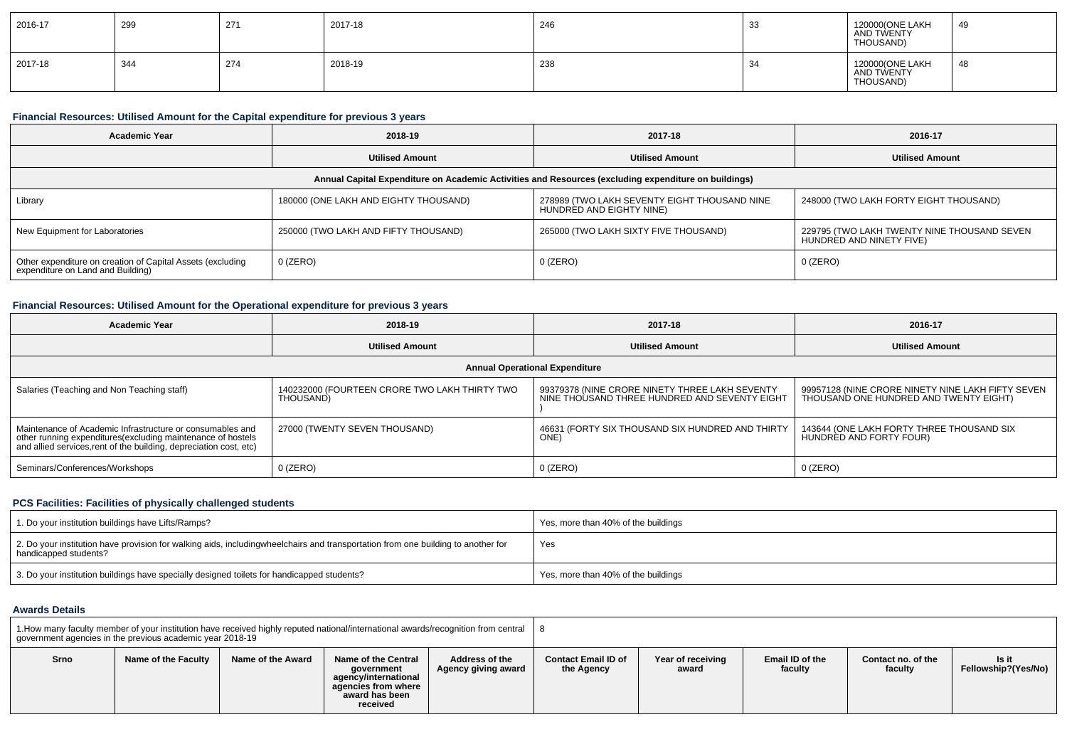| 2016-17 | 299 | 271 | 2017-18 | 246 | 33 | 120000(ONE LAKH AND TWENTY THOUSAND) | 49 |
|---|---|---|---|---|---|---|---|
| 2017-18 | 344 | 274 | 2018-19 | 238 | 34 | 120000(ONE LAKH AND TWENTY THOUSAND) | 48 |

### Financial Resources: Utilised Amount for the Capital expenditure for previous 3 years

| Academic Year | 2018-19 | 2017-18 | 2016-17 |
|---|---|---|---|
| | Utilised Amount | Utilised Amount | Utilised Amount |
| Annual Capital Expenditure on Academic Activities and Resources (excluding expenditure on buildings) | | | |
| Library | 180000 (ONE LAKH AND EIGHTY THOUSAND) | 278989 (TWO LAKH SEVENTY EIGHT THOUSAND NINE HUNDRED AND EIGHTY NINE) | 248000 (TWO LAKH FORTY EIGHT THOUSAND) |
| New Equipment for Laboratories | 250000 (TWO LAKH AND FIFTY THOUSAND) | 265000 (TWO LAKH SIXTY FIVE THOUSAND) | 229795 (TWO LAKH TWENTY NINE THOUSAND SEVEN HUNDRED AND NINETY FIVE) |
| Other expenditure on creation of Capital Assets (excluding expenditure on Land and Building) | 0 (ZERO) | 0 (ZERO) | 0 (ZERO) |

### Financial Resources: Utilised Amount for the Operational expenditure for previous 3 years

| Academic Year | 2018-19 | 2017-18 | 2016-17 |
|---|---|---|---|
| | Utilised Amount | Utilised Amount | Utilised Amount |
| Annual Operational Expenditure | | | |
| Salaries (Teaching and Non Teaching staff) | 140232000 (FOURTEEN CRORE TWO LAKH THIRTY TWO THOUSAND) | 99379378 (NINE CRORE NINETY THREE LAKH SEVENTY NINE THOUSAND THREE HUNDRED AND SEVENTY EIGHT ) | 99957128 (NINE CRORE NINETY NINE LAKH FIFTY SEVEN THOUSAND ONE HUNDRED AND TWENTY EIGHT) |
| Maintenance of Academic Infrastructure or consumables and other running expenditures(excluding maintenance of hostels and allied services,rent of the building, depreciation cost, etc) | 27000 (TWENTY SEVEN THOUSAND) | 46631 (FORTY SIX THOUSAND SIX HUNDRED AND THIRTY ONE) | 143644 (ONE LAKH FORTY THREE THOUSAND SIX HUNDRED AND FORTY FOUR) |
| Seminars/Conferences/Workshops | 0 (ZERO) | 0 (ZERO) | 0 (ZERO) |

### PCS Facilities: Facilities of physically challenged students

| | |
|---|---|
| 1. Do your institution buildings have Lifts/Ramps? | Yes, more than 40% of the buildings |
| 2. Do your institution have provision for walking aids, includingwheelchairs and transportation from one building to another for handicapped students? | Yes |
| 3. Do your institution buildings have specially designed toilets for handicapped students? | Yes, more than 40% of the buildings |

### Awards Details

| 1.How many faculty member of your institution have received highly reputed national/international awards/recognition from central government agencies in the previous academic year 2018-19 | | | | | 8 | | | | |
|---|---|---|---|---|---|---|---|---|---|
| Srno | Name of the Faculty | Name of the Award | Name of the Central government agency/international agencies from where award has been received | Address of the Agency giving award | Contact Email ID of the Agency | Year of receiving award | Email ID of the faculty | Contact no. of the faculty | Is it Fellowship?(Yes/No) |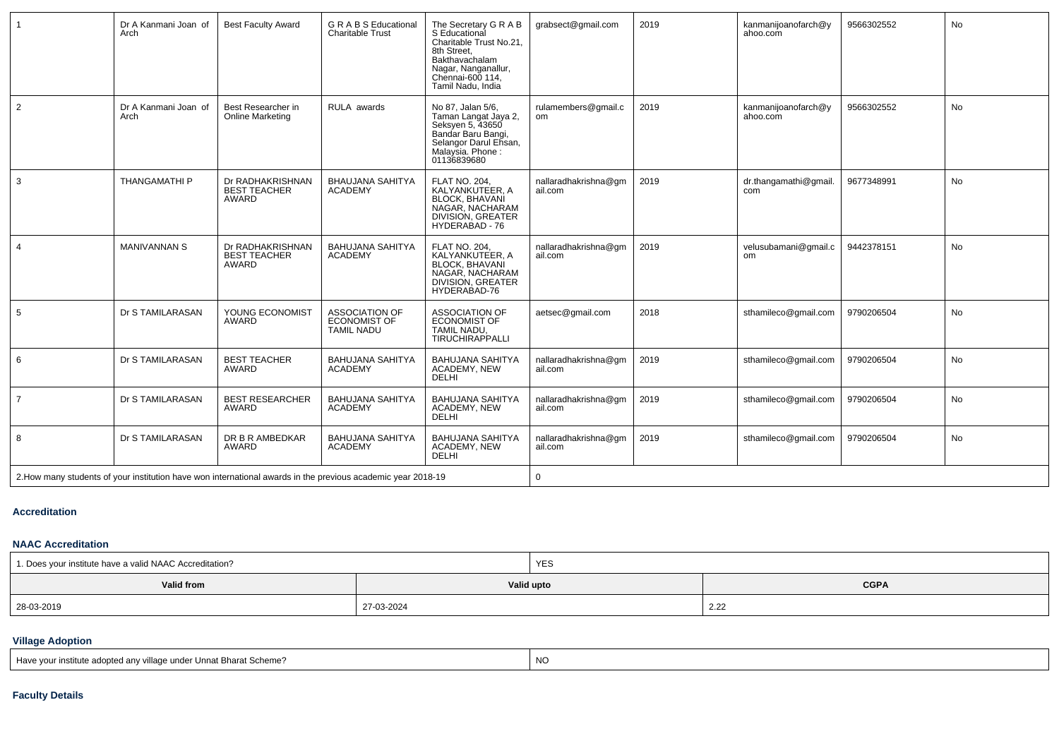| 1 | Dr A Kanmani Joan of Arch | Best Faculty Award | G R A B S Educational Charitable Trust | The Secretary G R A B S Educational Charitable Trust No.21, 8th Street, Bakthavachalam Nagar, Nanganallur, Chennai-600 114, Tamil Nadu, India | grabsect@gmail.com | 2019 | kanmanijoanofarch@yahoo.com | 9566302552 | No |
|---|---|---|---|---|---|---|---|---|---|
| 2 | Dr A Kanmani Joan of Arch | Best Researcher in Online Marketing | RULA awards | No 87, Jalan 5/6, Taman Langat Jaya 2, Seksyen 5, 43650 Bandar Baru Bangi, Selangor Darul Ehsan, Malaysia. Phone : 01136839680 | rulamembers@gmail.com | 2019 | kanmanijoanofarch@yahoo.com | 9566302552 | No |
| 3 | THANGAMATHI P | Dr RADHAKRISHNAN BEST TEACHER AWARD | BHAUJANA SAHITYA ACADEMY | FLAT NO. 204, KALYANKUTEER, A BLOCK, BHAVANI NAGAR, NACHARAM DIVISION, GREATER HYDERABAD - 76 | nallaradhakrishna@gmail.com | 2019 | dr.thangamathi@gmail.com | 9677348991 | No |
| 4 | MANIVANNAN S | Dr RADHAKRISHNAN BEST TEACHER AWARD | BAHUJANA SAHITYA ACADEMY | FLAT NO. 204, KALYANKUTEER, A BLOCK, BHAVANI NAGAR, NACHARAM DIVISION, GREATER HYDERABAD-76 | nallaradhakrishna@gmail.com | 2019 | velusubamani@gmail.com | 9442378151 | No |
| 5 | Dr S TAMILARASAN | YOUNG ECONOMIST AWARD | ASSOCIATION OF ECONOMIST OF TAMIL NADU | ASSOCIATION OF ECONOMIST OF TAMIL NADU, TIRUCHIRAPPALLI | aetsec@gmail.com | 2018 | sthamileco@gmail.com | 9790206504 | No |
| 6 | Dr S TAMILARASAN | BEST TEACHER AWARD | BAHUJANA SAHITYA ACADEMY | BAHUJANA SAHITYA ACADEMY, NEW DELHI | nallaradhakrishna@gmail.com | 2019 | sthamileco@gmail.com | 9790206504 | No |
| 7 | Dr S TAMILARASAN | BEST RESEARCHER AWARD | BAHUJANA SAHITYA ACADEMY | BAHUJANA SAHITYA ACADEMY, NEW DELHI | nallaradhakrishna@gmail.com | 2019 | sthamileco@gmail.com | 9790206504 | No |
| 8 | Dr S TAMILARASAN | DR B R AMBEDKAR AWARD | BAHUJANA SAHITYA ACADEMY | BAHUJANA SAHITYA ACADEMY, NEW DELHI | nallaradhakrishna@gmail.com | 2019 | sthamileco@gmail.com | 9790206504 | No |
| 2.How many students of your institution have won international awards in the previous academic year 2018-19 | | | | | 0 | | | | |

### Accreditation

### NAAC Accreditation

| 1. Does your institute have a valid NAAC Accreditation? | YES | |
|---|---|---|
| **Valid from** | **Valid upto** | **CGPA** |
| 28-03-2019 | 27-03-2024 | 2.22 |

### Village Adoption

| Have your institute adopted any village under Unnat Bharat Scheme? | NO |
|---|---|

### Faculty Details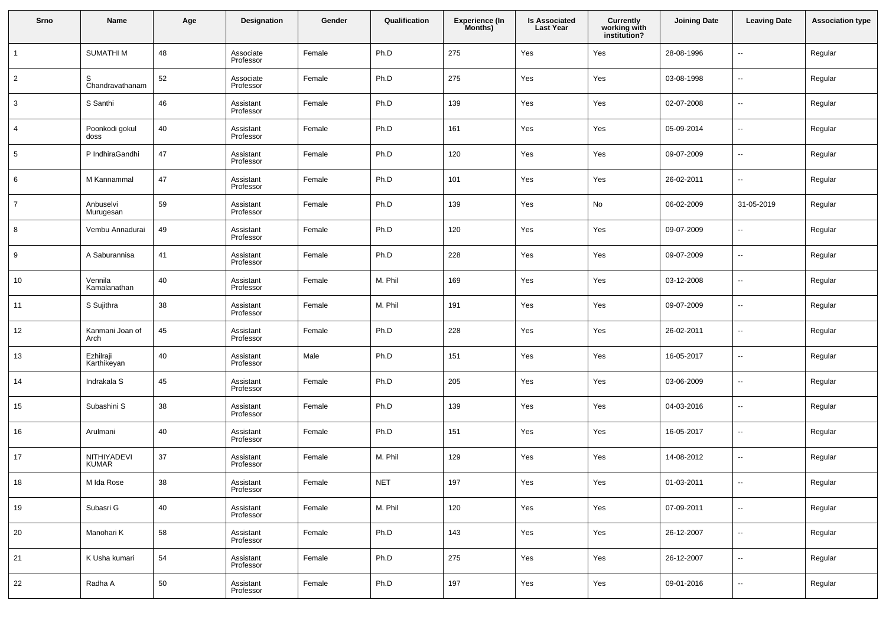| Srno | Name | Age | Designation | Gender | Qualification | Experience (In Months) | Is Associated Last Year | Currently working with institution? | Joining Date | Leaving Date | Association type |
|---|---|---|---|---|---|---|---|---|---|---|---|
| 1 | SUMATHI M | 48 | Associate Professor | Female | Ph.D | 275 | Yes | Yes | 28-08-1996 | -- | Regular |
| 2 | S Chandravathanam | 52 | Associate Professor | Female | Ph.D | 275 | Yes | Yes | 03-08-1998 | -- | Regular |
| 3 | S Santhi | 46 | Assistant Professor | Female | Ph.D | 139 | Yes | Yes | 02-07-2008 | -- | Regular |
| 4 | Poonkodi gokul doss | 40 | Assistant Professor | Female | Ph.D | 161 | Yes | Yes | 05-09-2014 | -- | Regular |
| 5 | P IndhiraGandhi | 47 | Assistant Professor | Female | Ph.D | 120 | Yes | Yes | 09-07-2009 | -- | Regular |
| 6 | M Kannammal | 47 | Assistant Professor | Female | Ph.D | 101 | Yes | Yes | 26-02-2011 | -- | Regular |
| 7 | Anbuselvi Murugesan | 59 | Assistant Professor | Female | Ph.D | 139 | Yes | No | 06-02-2009 | 31-05-2019 | Regular |
| 8 | Vembu Annadurai | 49 | Assistant Professor | Female | Ph.D | 120 | Yes | Yes | 09-07-2009 | -- | Regular |
| 9 | A Saburannisa | 41 | Assistant Professor | Female | Ph.D | 228 | Yes | Yes | 09-07-2009 | -- | Regular |
| 10 | Vennila Kamalanathan | 40 | Assistant Professor | Female | M. Phil | 169 | Yes | Yes | 03-12-2008 | -- | Regular |
| 11 | S Sujithra | 38 | Assistant Professor | Female | M. Phil | 191 | Yes | Yes | 09-07-2009 | -- | Regular |
| 12 | Kanmani Joan of Arch | 45 | Assistant Professor | Female | Ph.D | 228 | Yes | Yes | 26-02-2011 | -- | Regular |
| 13 | Ezhilraji Karthikeyan | 40 | Assistant Professor | Male | Ph.D | 151 | Yes | Yes | 16-05-2017 | -- | Regular |
| 14 | Indrakala S | 45 | Assistant Professor | Female | Ph.D | 205 | Yes | Yes | 03-06-2009 | -- | Regular |
| 15 | Subashini S | 38 | Assistant Professor | Female | Ph.D | 139 | Yes | Yes | 04-03-2016 | -- | Regular |
| 16 | Arulmani | 40 | Assistant Professor | Female | Ph.D | 151 | Yes | Yes | 16-05-2017 | -- | Regular |
| 17 | NITHIYADEVI KUMAR | 37 | Assistant Professor | Female | M. Phil | 129 | Yes | Yes | 14-08-2012 | -- | Regular |
| 18 | M Ida Rose | 38 | Assistant Professor | Female | NET | 197 | Yes | Yes | 01-03-2011 | -- | Regular |
| 19 | Subasri G | 40 | Assistant Professor | Female | M. Phil | 120 | Yes | Yes | 07-09-2011 | -- | Regular |
| 20 | Manohari K | 58 | Assistant Professor | Female | Ph.D | 143 | Yes | Yes | 26-12-2007 | -- | Regular |
| 21 | K Usha kumari | 54 | Assistant Professor | Female | Ph.D | 275 | Yes | Yes | 26-12-2007 | -- | Regular |
| 22 | Radha A | 50 | Assistant Professor | Female | Ph.D | 197 | Yes | Yes | 09-01-2016 | -- | Regular |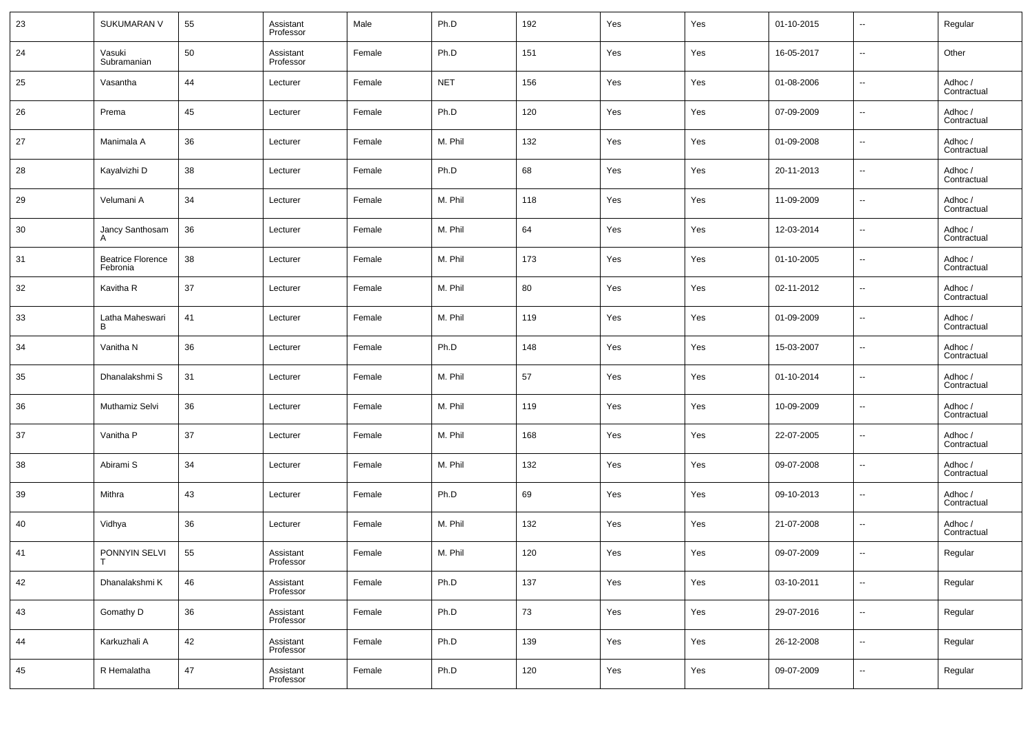| 23 | SUKUMARAN V | 55 | Assistant Professor | Male | Ph.D | 192 | Yes | Yes | 01-10-2015 | -- | Regular |
|---|---|---|---|---|---|---|---|---|---|---|---|
| 24 | Vasuki Subramanian | 50 | Assistant Professor | Female | Ph.D | 151 | Yes | Yes | 16-05-2017 | -- | Other |
| 25 | Vasantha | 44 | Lecturer | Female | NET | 156 | Yes | Yes | 01-08-2006 | -- | Adhoc / Contractual |
| 26 | Prema | 45 | Lecturer | Female | Ph.D | 120 | Yes | Yes | 07-09-2009 | -- | Adhoc / Contractual |
| 27 | Manimala A | 36 | Lecturer | Female | M. Phil | 132 | Yes | Yes | 01-09-2008 | -- | Adhoc / Contractual |
| 28 | Kayalvizhi D | 38 | Lecturer | Female | Ph.D | 68 | Yes | Yes | 20-11-2013 | -- | Adhoc / Contractual |
| 29 | Velumani A | 34 | Lecturer | Female | M. Phil | 118 | Yes | Yes | 11-09-2009 | -- | Adhoc / Contractual |
| 30 | Jancy Santhosam A | 36 | Lecturer | Female | M. Phil | 64 | Yes | Yes | 12-03-2014 | -- | Adhoc / Contractual |
| 31 | Beatrice Florence Febronia | 38 | Lecturer | Female | M. Phil | 173 | Yes | Yes | 01-10-2005 | -- | Adhoc / Contractual |
| 32 | Kavitha R | 37 | Lecturer | Female | M. Phil | 80 | Yes | Yes | 02-11-2012 | -- | Adhoc / Contractual |
| 33 | Latha Maheswari B | 41 | Lecturer | Female | M. Phil | 119 | Yes | Yes | 01-09-2009 | -- | Adhoc / Contractual |
| 34 | Vanitha N | 36 | Lecturer | Female | Ph.D | 148 | Yes | Yes | 15-03-2007 | -- | Adhoc / Contractual |
| 35 | Dhanalakshmi S | 31 | Lecturer | Female | M. Phil | 57 | Yes | Yes | 01-10-2014 | -- | Adhoc / Contractual |
| 36 | Muthamiz Selvi | 36 | Lecturer | Female | M. Phil | 119 | Yes | Yes | 10-09-2009 | -- | Adhoc / Contractual |
| 37 | Vanitha P | 37 | Lecturer | Female | M. Phil | 168 | Yes | Yes | 22-07-2005 | -- | Adhoc / Contractual |
| 38 | Abirami S | 34 | Lecturer | Female | M. Phil | 132 | Yes | Yes | 09-07-2008 | -- | Adhoc / Contractual |
| 39 | Mithra | 43 | Lecturer | Female | Ph.D | 69 | Yes | Yes | 09-10-2013 | -- | Adhoc / Contractual |
| 40 | Vidhya | 36 | Lecturer | Female | M. Phil | 132 | Yes | Yes | 21-07-2008 | -- | Adhoc / Contractual |
| 41 | PONNYIN SELVI T | 55 | Assistant Professor | Female | M. Phil | 120 | Yes | Yes | 09-07-2009 | -- | Regular |
| 42 | Dhanalakshmi K | 46 | Assistant Professor | Female | Ph.D | 137 | Yes | Yes | 03-10-2011 | -- | Regular |
| 43 | Gomathy D | 36 | Assistant Professor | Female | Ph.D | 73 | Yes | Yes | 29-07-2016 | -- | Regular |
| 44 | Karkuzhali A | 42 | Assistant Professor | Female | Ph.D | 139 | Yes | Yes | 26-12-2008 | -- | Regular |
| 45 | R Hemalatha | 47 | Assistant Professor | Female | Ph.D | 120 | Yes | Yes | 09-07-2009 | -- | Regular |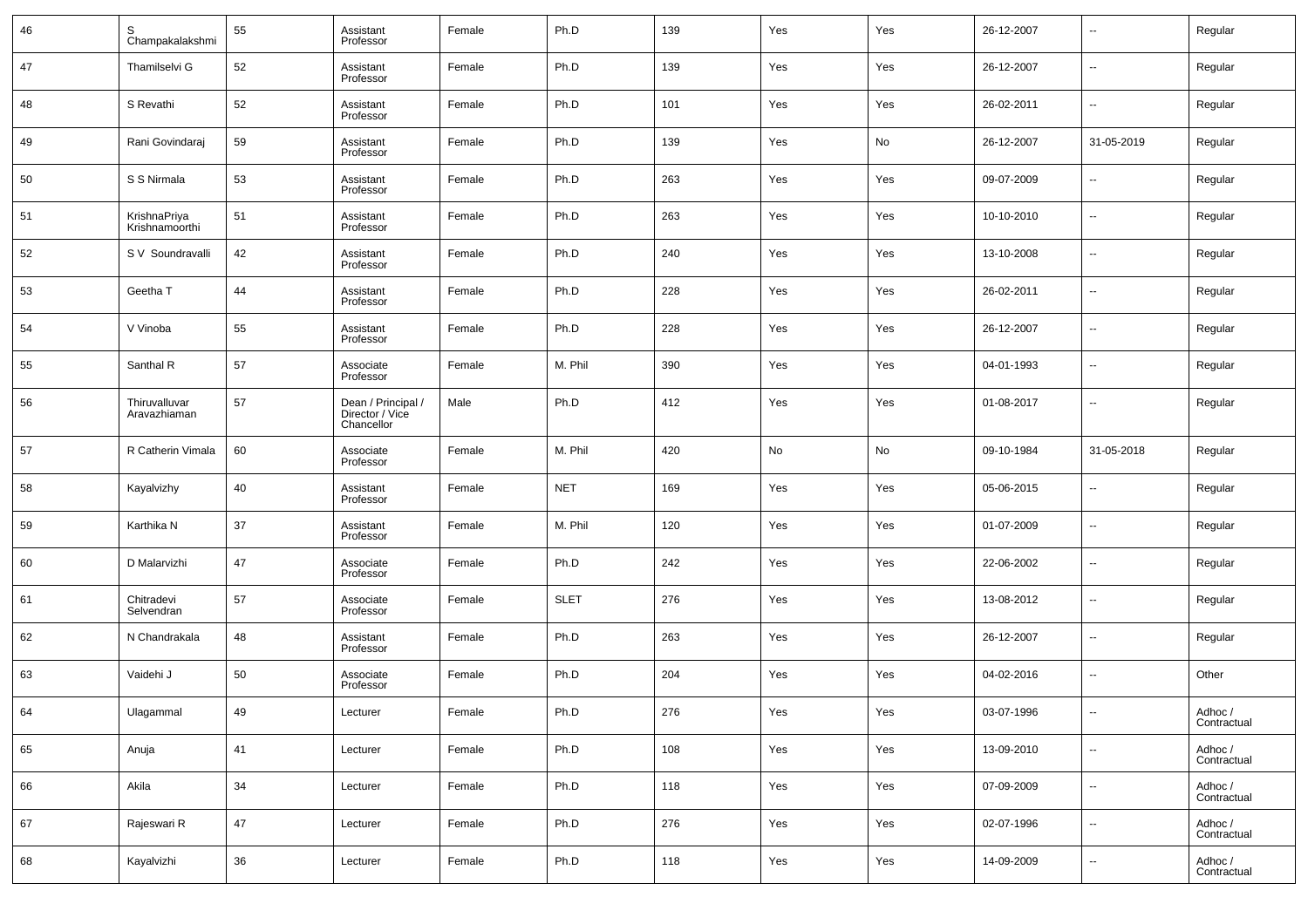| | | | | | | | | | | | |
|---|---|---|---|---|---|---|---|---|---|---|---|
| 46 | S Champakalakshmi | 55 | Assistant Professor | Female | Ph.D | 139 | Yes | Yes | 26-12-2007 | -- | Regular |
| 47 | Thamilselvi G | 52 | Assistant Professor | Female | Ph.D | 139 | Yes | Yes | 26-12-2007 | -- | Regular |
| 48 | S Revathi | 52 | Assistant Professor | Female | Ph.D | 101 | Yes | Yes | 26-02-2011 | -- | Regular |
| 49 | Rani Govindaraj | 59 | Assistant Professor | Female | Ph.D | 139 | Yes | No | 26-12-2007 | 31-05-2019 | Regular |
| 50 | S S Nirmala | 53 | Assistant Professor | Female | Ph.D | 263 | Yes | Yes | 09-07-2009 | -- | Regular |
| 51 | KrishnaPriya Krishnamoorthi | 51 | Assistant Professor | Female | Ph.D | 263 | Yes | Yes | 10-10-2010 | -- | Regular |
| 52 | S V Soundravalli | 42 | Assistant Professor | Female | Ph.D | 240 | Yes | Yes | 13-10-2008 | -- | Regular |
| 53 | Geetha T | 44 | Assistant Professor | Female | Ph.D | 228 | Yes | Yes | 26-02-2011 | -- | Regular |
| 54 | V Vinoba | 55 | Assistant Professor | Female | Ph.D | 228 | Yes | Yes | 26-12-2007 | -- | Regular |
| 55 | Santhal R | 57 | Associate Professor | Female | M. Phil | 390 | Yes | Yes | 04-01-1993 | -- | Regular |
| 56 | Thiruvalluvar Aravazhiaman | 57 | Dean / Principal / Director / Vice Chancellor | Male | Ph.D | 412 | Yes | Yes | 01-08-2017 | -- | Regular |
| 57 | R Catherin Vimala | 60 | Associate Professor | Female | M. Phil | 420 | No | No | 09-10-1984 | 31-05-2018 | Regular |
| 58 | Kayalvizhy | 40 | Assistant Professor | Female | NET | 169 | Yes | Yes | 05-06-2015 | -- | Regular |
| 59 | Karthika N | 37 | Assistant Professor | Female | M. Phil | 120 | Yes | Yes | 01-07-2009 | -- | Regular |
| 60 | D Malarvizhi | 47 | Associate Professor | Female | Ph.D | 242 | Yes | Yes | 22-06-2002 | -- | Regular |
| 61 | Chitradevi Selvendran | 57 | Associate Professor | Female | SLET | 276 | Yes | Yes | 13-08-2012 | -- | Regular |
| 62 | N Chandrakala | 48 | Assistant Professor | Female | Ph.D | 263 | Yes | Yes | 26-12-2007 | -- | Regular |
| 63 | Vaidehi J | 50 | Associate Professor | Female | Ph.D | 204 | Yes | Yes | 04-02-2016 | -- | Other |
| 64 | Ulagammal | 49 | Lecturer | Female | Ph.D | 276 | Yes | Yes | 03-07-1996 | -- | Adhoc / Contractual |
| 65 | Anuja | 41 | Lecturer | Female | Ph.D | 108 | Yes | Yes | 13-09-2010 | -- | Adhoc / Contractual |
| 66 | Akila | 34 | Lecturer | Female | Ph.D | 118 | Yes | Yes | 07-09-2009 | -- | Adhoc / Contractual |
| 67 | Rajeswari R | 47 | Lecturer | Female | Ph.D | 276 | Yes | Yes | 02-07-1996 | -- | Adhoc / Contractual |
| 68 | Kayalvizhi | 36 | Lecturer | Female | Ph.D | 118 | Yes | Yes | 14-09-2009 | -- | Adhoc / Contractual |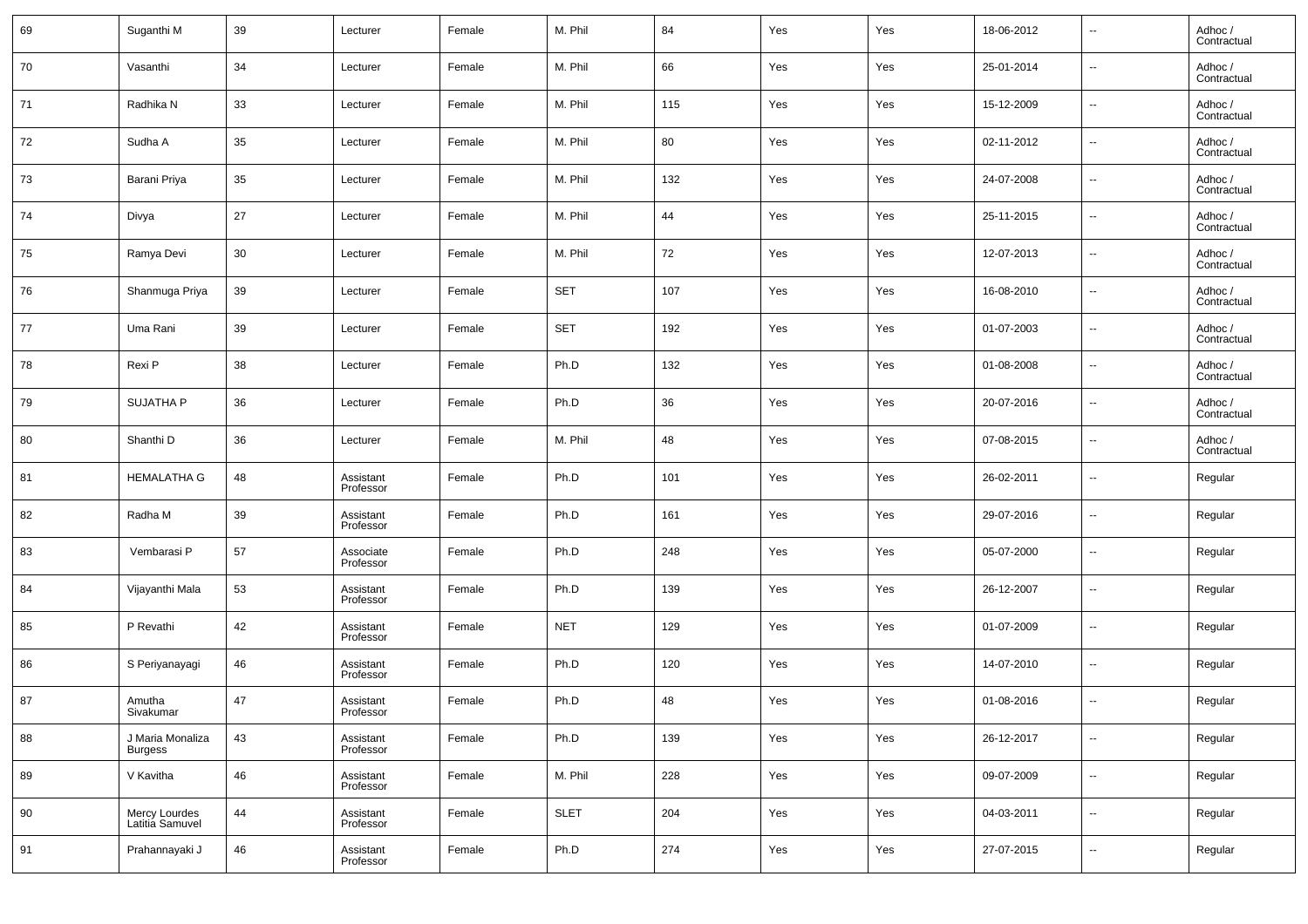| 69 | Suganthi M | 39 | Lecturer | Female | M. Phil | 84 | Yes | Yes | 18-06-2012 | -- | Adhoc / Contractual |
|---|---|---|---|---|---|---|---|---|---|---|---|
| 70 | Vasanthi | 34 | Lecturer | Female | M. Phil | 66 | Yes | Yes | 25-01-2014 | -- | Adhoc / Contractual |
| 71 | Radhika N | 33 | Lecturer | Female | M. Phil | 115 | Yes | Yes | 15-12-2009 | -- | Adhoc / Contractual |
| 72 | Sudha A | 35 | Lecturer | Female | M. Phil | 80 | Yes | Yes | 02-11-2012 | -- | Adhoc / Contractual |
| 73 | Barani Priya | 35 | Lecturer | Female | M. Phil | 132 | Yes | Yes | 24-07-2008 | -- | Adhoc / Contractual |
| 74 | Divya | 27 | Lecturer | Female | M. Phil | 44 | Yes | Yes | 25-11-2015 | -- | Adhoc / Contractual |
| 75 | Ramya Devi | 30 | Lecturer | Female | M. Phil | 72 | Yes | Yes | 12-07-2013 | -- | Adhoc / Contractual |
| 76 | Shanmuga Priya | 39 | Lecturer | Female | SET | 107 | Yes | Yes | 16-08-2010 | -- | Adhoc / Contractual |
| 77 | Uma Rani | 39 | Lecturer | Female | SET | 192 | Yes | Yes | 01-07-2003 | -- | Adhoc / Contractual |
| 78 | Rexi P | 38 | Lecturer | Female | Ph.D | 132 | Yes | Yes | 01-08-2008 | -- | Adhoc / Contractual |
| 79 | SUJATHA P | 36 | Lecturer | Female | Ph.D | 36 | Yes | Yes | 20-07-2016 | -- | Adhoc / Contractual |
| 80 | Shanthi D | 36 | Lecturer | Female | M. Phil | 48 | Yes | Yes | 07-08-2015 | -- | Adhoc / Contractual |
| 81 | HEMALATHA G | 48 | Assistant Professor | Female | Ph.D | 101 | Yes | Yes | 26-02-2011 | -- | Regular |
| 82 | Radha M | 39 | Assistant Professor | Female | Ph.D | 161 | Yes | Yes | 29-07-2016 | -- | Regular |
| 83 | Vembarasi P | 57 | Associate Professor | Female | Ph.D | 248 | Yes | Yes | 05-07-2000 | -- | Regular |
| 84 | Vijayanthi Mala | 53 | Assistant Professor | Female | Ph.D | 139 | Yes | Yes | 26-12-2007 | -- | Regular |
| 85 | P Revathi | 42 | Assistant Professor | Female | NET | 129 | Yes | Yes | 01-07-2009 | -- | Regular |
| 86 | S Periyanayagi | 46 | Assistant Professor | Female | Ph.D | 120 | Yes | Yes | 14-07-2010 | -- | Regular |
| 87 | Amutha Sivakumar | 47 | Assistant Professor | Female | Ph.D | 48 | Yes | Yes | 01-08-2016 | -- | Regular |
| 88 | J Maria Monaliza Burgess | 43 | Assistant Professor | Female | Ph.D | 139 | Yes | Yes | 26-12-2017 | -- | Regular |
| 89 | V Kavitha | 46 | Assistant Professor | Female | M. Phil | 228 | Yes | Yes | 09-07-2009 | -- | Regular |
| 90 | Mercy Lourdes Latitia Samuvel | 44 | Assistant Professor | Female | SLET | 204 | Yes | Yes | 04-03-2011 | -- | Regular |
| 91 | Prahannayaki J | 46 | Assistant Professor | Female | Ph.D | 274 | Yes | Yes | 27-07-2015 | -- | Regular |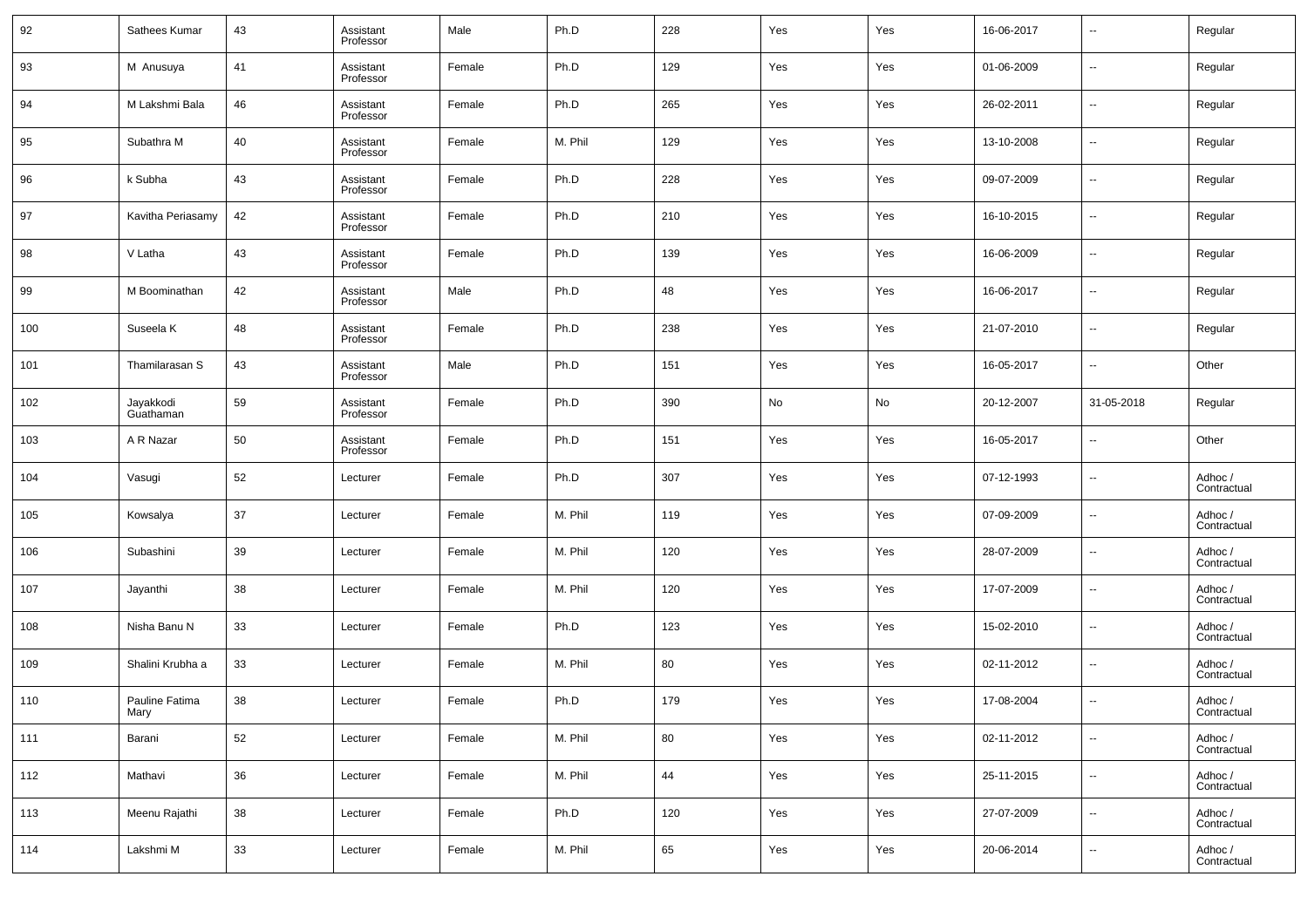| 92 | Sathees Kumar | 43 | Assistant Professor | Male | Ph.D | 228 | Yes | Yes | 16-06-2017 | -- | Regular |
|---|---|---|---|---|---|---|---|---|---|---|---|
| 93 | M Anusuya | 41 | Assistant Professor | Female | Ph.D | 129 | Yes | Yes | 01-06-2009 | -- | Regular |
| 94 | M Lakshmi Bala | 46 | Assistant Professor | Female | Ph.D | 265 | Yes | Yes | 26-02-2011 | -- | Regular |
| 95 | Subathra M | 40 | Assistant Professor | Female | M. Phil | 129 | Yes | Yes | 13-10-2008 | -- | Regular |
| 96 | k Subha | 43 | Assistant Professor | Female | Ph.D | 228 | Yes | Yes | 09-07-2009 | -- | Regular |
| 97 | Kavitha Periasamy | 42 | Assistant Professor | Female | Ph.D | 210 | Yes | Yes | 16-10-2015 | -- | Regular |
| 98 | V Latha | 43 | Assistant Professor | Female | Ph.D | 139 | Yes | Yes | 16-06-2009 | -- | Regular |
| 99 | M Boominathan | 42 | Assistant Professor | Male | Ph.D | 48 | Yes | Yes | 16-06-2017 | -- | Regular |
| 100 | Suseela K | 48 | Assistant Professor | Female | Ph.D | 238 | Yes | Yes | 21-07-2010 | -- | Regular |
| 101 | Thamilarasan S | 43 | Assistant Professor | Male | Ph.D | 151 | Yes | Yes | 16-05-2017 | -- | Other |
| 102 | Jayakkodi Guathaman | 59 | Assistant Professor | Female | Ph.D | 390 | No | No | 20-12-2007 | 31-05-2018 | Regular |
| 103 | A R Nazar | 50 | Assistant Professor | Female | Ph.D | 151 | Yes | Yes | 16-05-2017 | -- | Other |
| 104 | Vasugi | 52 | Lecturer | Female | Ph.D | 307 | Yes | Yes | 07-12-1993 | -- | Adhoc / Contractual |
| 105 | Kowsalya | 37 | Lecturer | Female | M. Phil | 119 | Yes | Yes | 07-09-2009 | -- | Adhoc / Contractual |
| 106 | Subashini | 39 | Lecturer | Female | M. Phil | 120 | Yes | Yes | 28-07-2009 | -- | Adhoc / Contractual |
| 107 | Jayanthi | 38 | Lecturer | Female | M. Phil | 120 | Yes | Yes | 17-07-2009 | -- | Adhoc / Contractual |
| 108 | Nisha Banu N | 33 | Lecturer | Female | Ph.D | 123 | Yes | Yes | 15-02-2010 | -- | Adhoc / Contractual |
| 109 | Shalini Krubha a | 33 | Lecturer | Female | M. Phil | 80 | Yes | Yes | 02-11-2012 | -- | Adhoc / Contractual |
| 110 | Pauline Fatima Mary | 38 | Lecturer | Female | Ph.D | 179 | Yes | Yes | 17-08-2004 | -- | Adhoc / Contractual |
| 111 | Barani | 52 | Lecturer | Female | M. Phil | 80 | Yes | Yes | 02-11-2012 | -- | Adhoc / Contractual |
| 112 | Mathavi | 36 | Lecturer | Female | M. Phil | 44 | Yes | Yes | 25-11-2015 | -- | Adhoc / Contractual |
| 113 | Meenu Rajathi | 38 | Lecturer | Female | Ph.D | 120 | Yes | Yes | 27-07-2009 | -- | Adhoc / Contractual |
| 114 | Lakshmi M | 33 | Lecturer | Female | M. Phil | 65 | Yes | Yes | 20-06-2014 | -- | Adhoc / Contractual |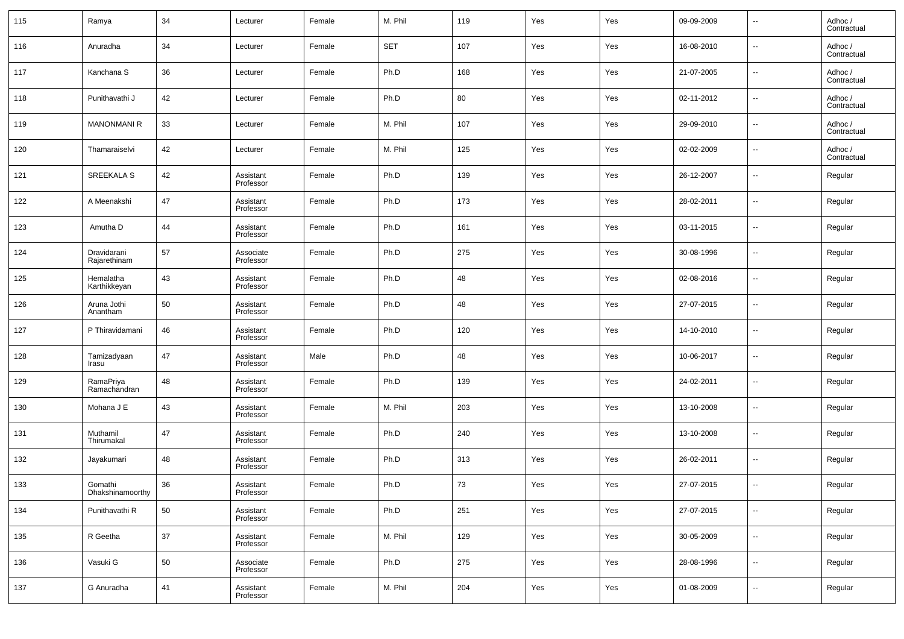| 115 | Ramya | 34 | Lecturer | Female | M. Phil | 119 | Yes | Yes | 09-09-2009 | -- | Adhoc / Contractual |
|---|---|---|---|---|---|---|---|---|---|---|---|
| 116 | Anuradha | 34 | Lecturer | Female | SET | 107 | Yes | Yes | 16-08-2010 | -- | Adhoc / Contractual |
| 117 | Kanchana S | 36 | Lecturer | Female | Ph.D | 168 | Yes | Yes | 21-07-2005 | -- | Adhoc / Contractual |
| 118 | Punithavathi J | 42 | Lecturer | Female | Ph.D | 80 | Yes | Yes | 02-11-2012 | -- | Adhoc / Contractual |
| 119 | MANONMANI R | 33 | Lecturer | Female | M. Phil | 107 | Yes | Yes | 29-09-2010 | -- | Adhoc / Contractual |
| 120 | Thamaraiselvi | 42 | Lecturer | Female | M. Phil | 125 | Yes | Yes | 02-02-2009 | -- | Adhoc / Contractual |
| 121 | SREEKALA S | 42 | Assistant Professor | Female | Ph.D | 139 | Yes | Yes | 26-12-2007 | -- | Regular |
| 122 | A Meenakshi | 47 | Assistant Professor | Female | Ph.D | 173 | Yes | Yes | 28-02-2011 | -- | Regular |
| 123 | Amutha D | 44 | Assistant Professor | Female | Ph.D | 161 | Yes | Yes | 03-11-2015 | -- | Regular |
| 124 | Dravidarani Rajarethinam | 57 | Associate Professor | Female | Ph.D | 275 | Yes | Yes | 30-08-1996 | -- | Regular |
| 125 | Hemalatha Karthikkeyan | 43 | Assistant Professor | Female | Ph.D | 48 | Yes | Yes | 02-08-2016 | -- | Regular |
| 126 | Aruna Jothi Anantham | 50 | Assistant Professor | Female | Ph.D | 48 | Yes | Yes | 27-07-2015 | -- | Regular |
| 127 | P Thiravidamani | 46 | Assistant Professor | Female | Ph.D | 120 | Yes | Yes | 14-10-2010 | -- | Regular |
| 128 | Tamizadyaan Irasu | 47 | Assistant Professor | Male | Ph.D | 48 | Yes | Yes | 10-06-2017 | -- | Regular |
| 129 | RamaPriya Ramachandran | 48 | Assistant Professor | Female | Ph.D | 139 | Yes | Yes | 24-02-2011 | -- | Regular |
| 130 | Mohana J E | 43 | Assistant Professor | Female | M. Phil | 203 | Yes | Yes | 13-10-2008 | -- | Regular |
| 131 | Muthamil Thirumakal | 47 | Assistant Professor | Female | Ph.D | 240 | Yes | Yes | 13-10-2008 | -- | Regular |
| 132 | Jayakumari | 48 | Assistant Professor | Female | Ph.D | 313 | Yes | Yes | 26-02-2011 | -- | Regular |
| 133 | Gomathi Dhakshinamoorthy | 36 | Assistant Professor | Female | Ph.D | 73 | Yes | Yes | 27-07-2015 | -- | Regular |
| 134 | Punithavathi R | 50 | Assistant Professor | Female | Ph.D | 251 | Yes | Yes | 27-07-2015 | -- | Regular |
| 135 | R Geetha | 37 | Assistant Professor | Female | M. Phil | 129 | Yes | Yes | 30-05-2009 | -- | Regular |
| 136 | Vasuki G | 50 | Associate Professor | Female | Ph.D | 275 | Yes | Yes | 28-08-1996 | -- | Regular |
| 137 | G Anuradha | 41 | Assistant Professor | Female | M. Phil | 204 | Yes | Yes | 01-08-2009 | -- | Regular |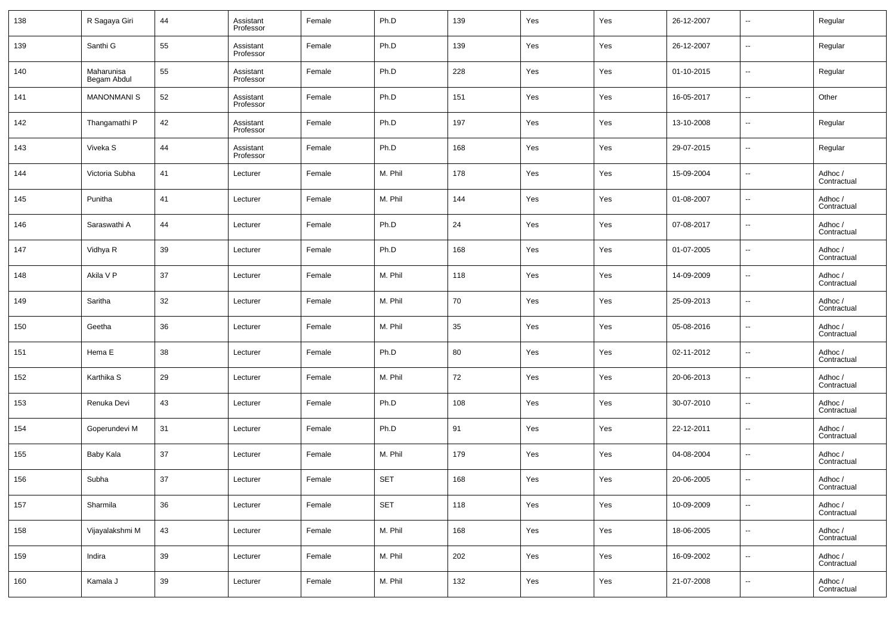| | | | | | | | | | | | |
|---|---|---|---|---|---|---|---|---|---|---|---|
| 138 | R Sagaya Giri | 44 | Assistant Professor | Female | Ph.D | 139 | Yes | Yes | 26-12-2007 | -- | Regular |
| 139 | Santhi G | 55 | Assistant Professor | Female | Ph.D | 139 | Yes | Yes | 26-12-2007 | -- | Regular |
| 140 | Maharunisa Begam Abdul | 55 | Assistant Professor | Female | Ph.D | 228 | Yes | Yes | 01-10-2015 | -- | Regular |
| 141 | MANONMANI S | 52 | Assistant Professor | Female | Ph.D | 151 | Yes | Yes | 16-05-2017 | -- | Other |
| 142 | Thangamathi P | 42 | Assistant Professor | Female | Ph.D | 197 | Yes | Yes | 13-10-2008 | -- | Regular |
| 143 | Viveka S | 44 | Assistant Professor | Female | Ph.D | 168 | Yes | Yes | 29-07-2015 | -- | Regular |
| 144 | Victoria Subha | 41 | Lecturer | Female | M. Phil | 178 | Yes | Yes | 15-09-2004 | -- | Adhoc / Contractual |
| 145 | Punitha | 41 | Lecturer | Female | M. Phil | 144 | Yes | Yes | 01-08-2007 | -- | Adhoc / Contractual |
| 146 | Saraswathi A | 44 | Lecturer | Female | Ph.D | 24 | Yes | Yes | 07-08-2017 | -- | Adhoc / Contractual |
| 147 | Vidhya R | 39 | Lecturer | Female | Ph.D | 168 | Yes | Yes | 01-07-2005 | -- | Adhoc / Contractual |
| 148 | Akila V P | 37 | Lecturer | Female | M. Phil | 118 | Yes | Yes | 14-09-2009 | -- | Adhoc / Contractual |
| 149 | Saritha | 32 | Lecturer | Female | M. Phil | 70 | Yes | Yes | 25-09-2013 | -- | Adhoc / Contractual |
| 150 | Geetha | 36 | Lecturer | Female | M. Phil | 35 | Yes | Yes | 05-08-2016 | -- | Adhoc / Contractual |
| 151 | Hema E | 38 | Lecturer | Female | Ph.D | 80 | Yes | Yes | 02-11-2012 | -- | Adhoc / Contractual |
| 152 | Karthika S | 29 | Lecturer | Female | M. Phil | 72 | Yes | Yes | 20-06-2013 | -- | Adhoc / Contractual |
| 153 | Renuka Devi | 43 | Lecturer | Female | Ph.D | 108 | Yes | Yes | 30-07-2010 | -- | Adhoc / Contractual |
| 154 | Goperundevi M | 31 | Lecturer | Female | Ph.D | 91 | Yes | Yes | 22-12-2011 | -- | Adhoc / Contractual |
| 155 | Baby Kala | 37 | Lecturer | Female | M. Phil | 179 | Yes | Yes | 04-08-2004 | -- | Adhoc / Contractual |
| 156 | Subha | 37 | Lecturer | Female | SET | 168 | Yes | Yes | 20-06-2005 | -- | Adhoc / Contractual |
| 157 | Sharmila | 36 | Lecturer | Female | SET | 118 | Yes | Yes | 10-09-2009 | -- | Adhoc / Contractual |
| 158 | Vijayalakshmi M | 43 | Lecturer | Female | M. Phil | 168 | Yes | Yes | 18-06-2005 | -- | Adhoc / Contractual |
| 159 | Indira | 39 | Lecturer | Female | M. Phil | 202 | Yes | Yes | 16-09-2002 | -- | Adhoc / Contractual |
| 160 | Kamala J | 39 | Lecturer | Female | M. Phil | 132 | Yes | Yes | 21-07-2008 | -- | Adhoc / Contractual |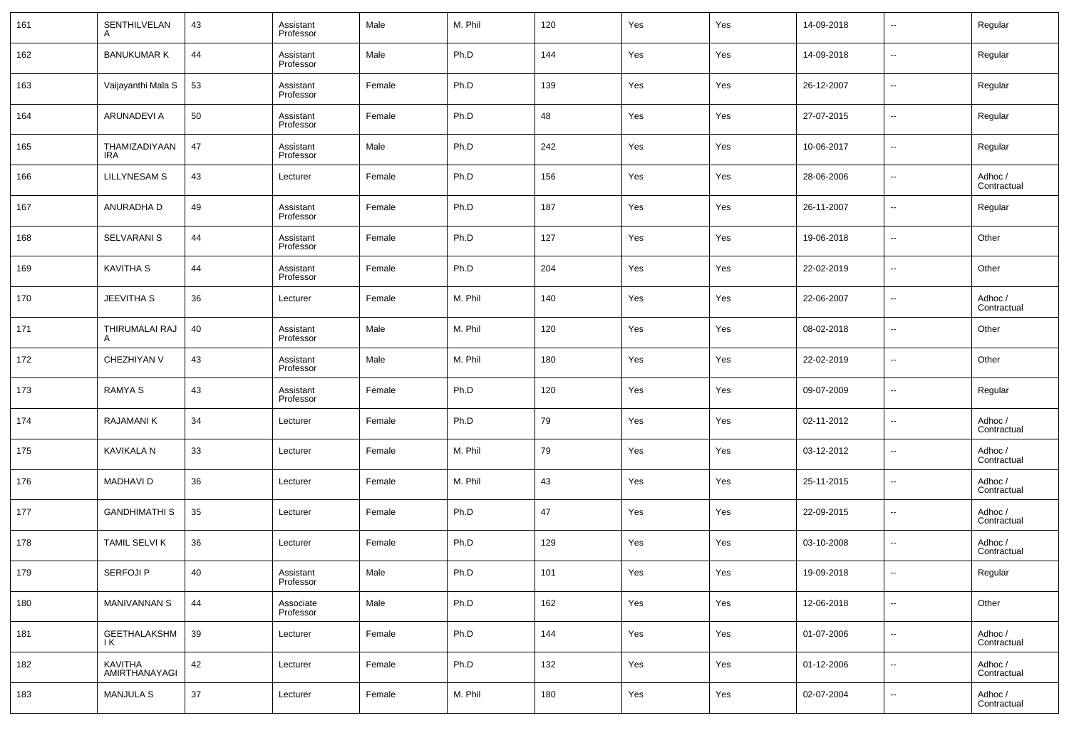| | | | | | | | | | | | |
|---|---|---|---|---|---|---|---|---|---|---|---|
| 161 | SENTHILVELAN A | 43 | Assistant Professor | Male | M. Phil | 120 | Yes | Yes | 14-09-2018 | -- | Regular |
| 162 | BANUKUMAR K | 44 | Assistant Professor | Male | Ph.D | 144 | Yes | Yes | 14-09-2018 | -- | Regular |
| 163 | Vaijayanthi Mala S | 53 | Assistant Professor | Female | Ph.D | 139 | Yes | Yes | 26-12-2007 | -- | Regular |
| 164 | ARUNADEVI A | 50 | Assistant Professor | Female | Ph.D | 48 | Yes | Yes | 27-07-2015 | -- | Regular |
| 165 | THAMIZADIYAAN IRA | 47 | Assistant Professor | Male | Ph.D | 242 | Yes | Yes | 10-06-2017 | -- | Regular |
| 166 | LILLYNESAM S | 43 | Lecturer | Female | Ph.D | 156 | Yes | Yes | 28-06-2006 | -- | Adhoc / Contractual |
| 167 | ANURADHA D | 49 | Assistant Professor | Female | Ph.D | 187 | Yes | Yes | 26-11-2007 | -- | Regular |
| 168 | SELVARANI S | 44 | Assistant Professor | Female | Ph.D | 127 | Yes | Yes | 19-06-2018 | -- | Other |
| 169 | KAVITHA S | 44 | Assistant Professor | Female | Ph.D | 204 | Yes | Yes | 22-02-2019 | -- | Other |
| 170 | JEEVITHA S | 36 | Lecturer | Female | M. Phil | 140 | Yes | Yes | 22-06-2007 | -- | Adhoc / Contractual |
| 171 | THIRUMALAI RAJ A | 40 | Assistant Professor | Male | M. Phil | 120 | Yes | Yes | 08-02-2018 | -- | Other |
| 172 | CHEZHIYAN V | 43 | Assistant Professor | Male | M. Phil | 180 | Yes | Yes | 22-02-2019 | -- | Other |
| 173 | RAMYA S | 43 | Assistant Professor | Female | Ph.D | 120 | Yes | Yes | 09-07-2009 | -- | Regular |
| 174 | RAJAMANI K | 34 | Lecturer | Female | Ph.D | 79 | Yes | Yes | 02-11-2012 | -- | Adhoc / Contractual |
| 175 | KAVIKALA N | 33 | Lecturer | Female | M. Phil | 79 | Yes | Yes | 03-12-2012 | -- | Adhoc / Contractual |
| 176 | MADHAVI D | 36 | Lecturer | Female | M. Phil | 43 | Yes | Yes | 25-11-2015 | -- | Adhoc / Contractual |
| 177 | GANDHIMATHI S | 35 | Lecturer | Female | Ph.D | 47 | Yes | Yes | 22-09-2015 | -- | Adhoc / Contractual |
| 178 | TAMIL SELVI K | 36 | Lecturer | Female | Ph.D | 129 | Yes | Yes | 03-10-2008 | -- | Adhoc / Contractual |
| 179 | SERFOJI P | 40 | Assistant Professor | Male | Ph.D | 101 | Yes | Yes | 19-09-2018 | -- | Regular |
| 180 | MANIVANNAN S | 44 | Associate Professor | Male | Ph.D | 162 | Yes | Yes | 12-06-2018 | -- | Other |
| 181 | GEETHALAKSHMI K | 39 | Lecturer | Female | Ph.D | 144 | Yes | Yes | 01-07-2006 | -- | Adhoc / Contractual |
| 182 | KAVITHA AMIRTHANAYAGI | 42 | Lecturer | Female | Ph.D | 132 | Yes | Yes | 01-12-2006 | -- | Adhoc / Contractual |
| 183 | MANJULA S | 37 | Lecturer | Female | M. Phil | 180 | Yes | Yes | 02-07-2004 | -- | Adhoc / Contractual |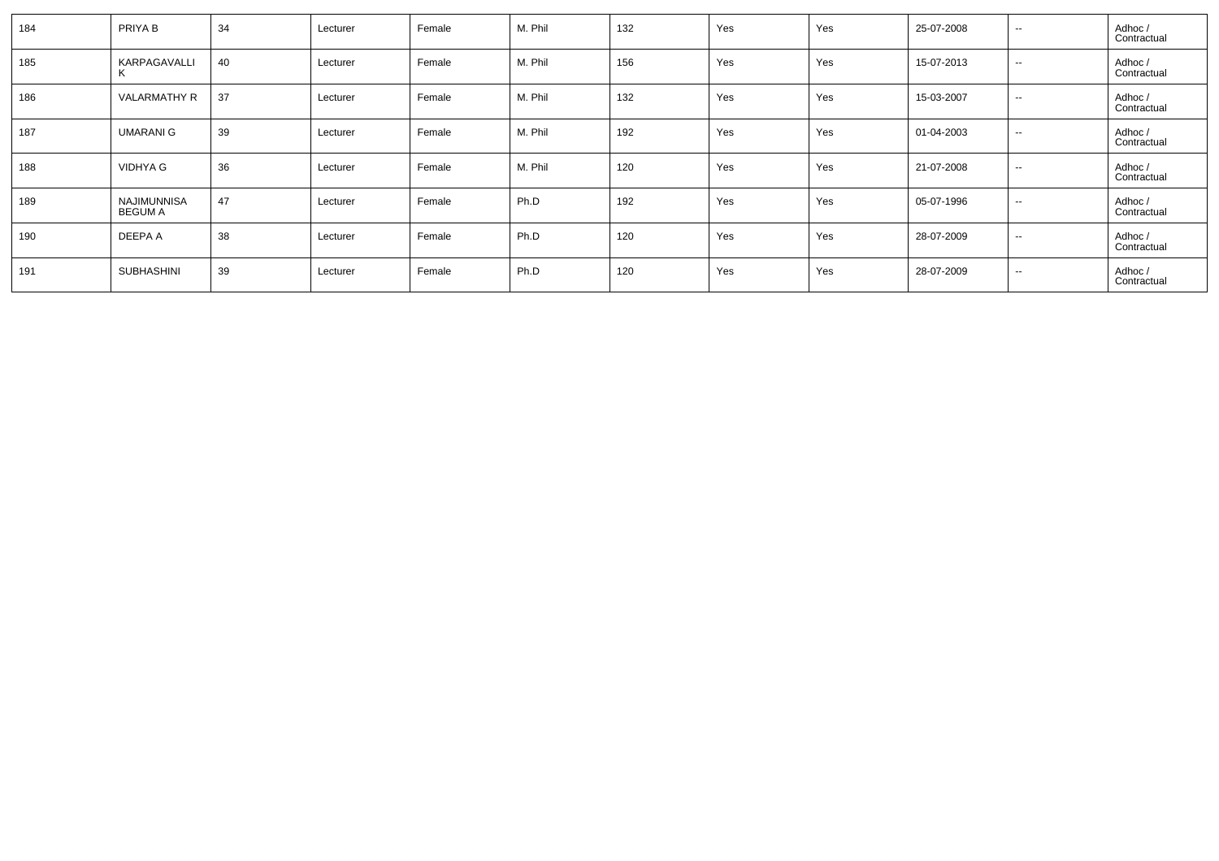| | | | | | | | | | | | |
|---|---|---|---|---|---|---|---|---|---|---|---|
| 184 | PRIYA B | 34 | Lecturer | Female | M. Phil | 132 | Yes | Yes | 25-07-2008 | -- | Adhoc / Contractual |
| 185 | KARPAGAVALLI K | 40 | Lecturer | Female | M. Phil | 156 | Yes | Yes | 15-07-2013 | -- | Adhoc / Contractual |
| 186 | VALARMATHY R | 37 | Lecturer | Female | M. Phil | 132 | Yes | Yes | 15-03-2007 | -- | Adhoc / Contractual |
| 187 | UMARANI G | 39 | Lecturer | Female | M. Phil | 192 | Yes | Yes | 01-04-2003 | -- | Adhoc / Contractual |
| 188 | VIDHYA G | 36 | Lecturer | Female | M. Phil | 120 | Yes | Yes | 21-07-2008 | -- | Adhoc / Contractual |
| 189 | NAJIMUNNISA BEGUM A | 47 | Lecturer | Female | Ph.D | 192 | Yes | Yes | 05-07-1996 | -- | Adhoc / Contractual |
| 190 | DEEPA A | 38 | Lecturer | Female | Ph.D | 120 | Yes | Yes | 28-07-2009 | -- | Adhoc / Contractual |
| 191 | SUBHASHINI | 39 | Lecturer | Female | Ph.D | 120 | Yes | Yes | 28-07-2009 | -- | Adhoc / Contractual |